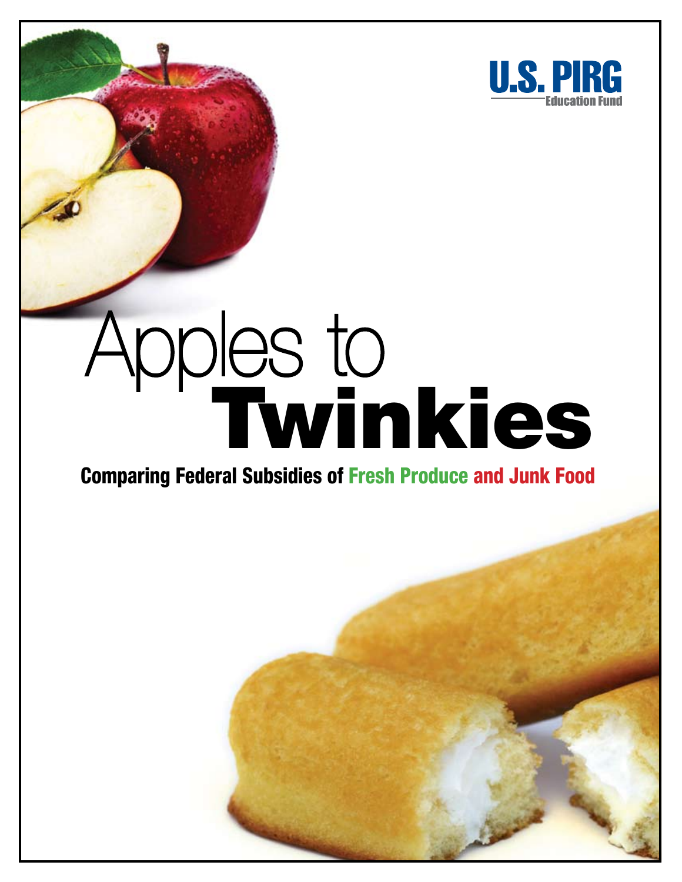U.S. PIRG

Education Fund

# Apples to Twinkies

## Comparing Federal Subsidies of Fresh Produce and Junk Food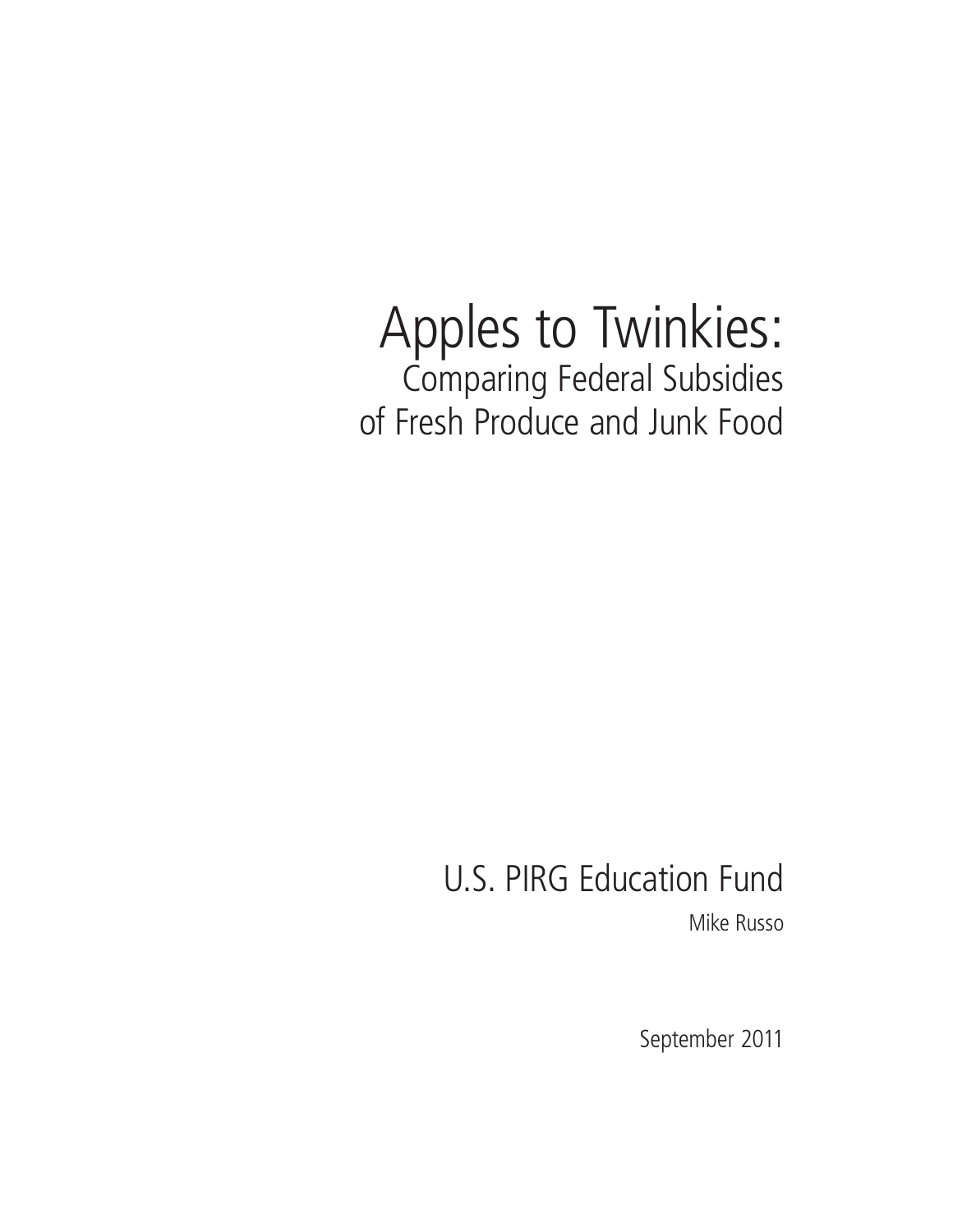# Apples to Twinkies:

## Comparing Federal Subsidies of Fresh Produce and Junk Food

U.S. PIRG Education Fund

Mike Russo

September 2011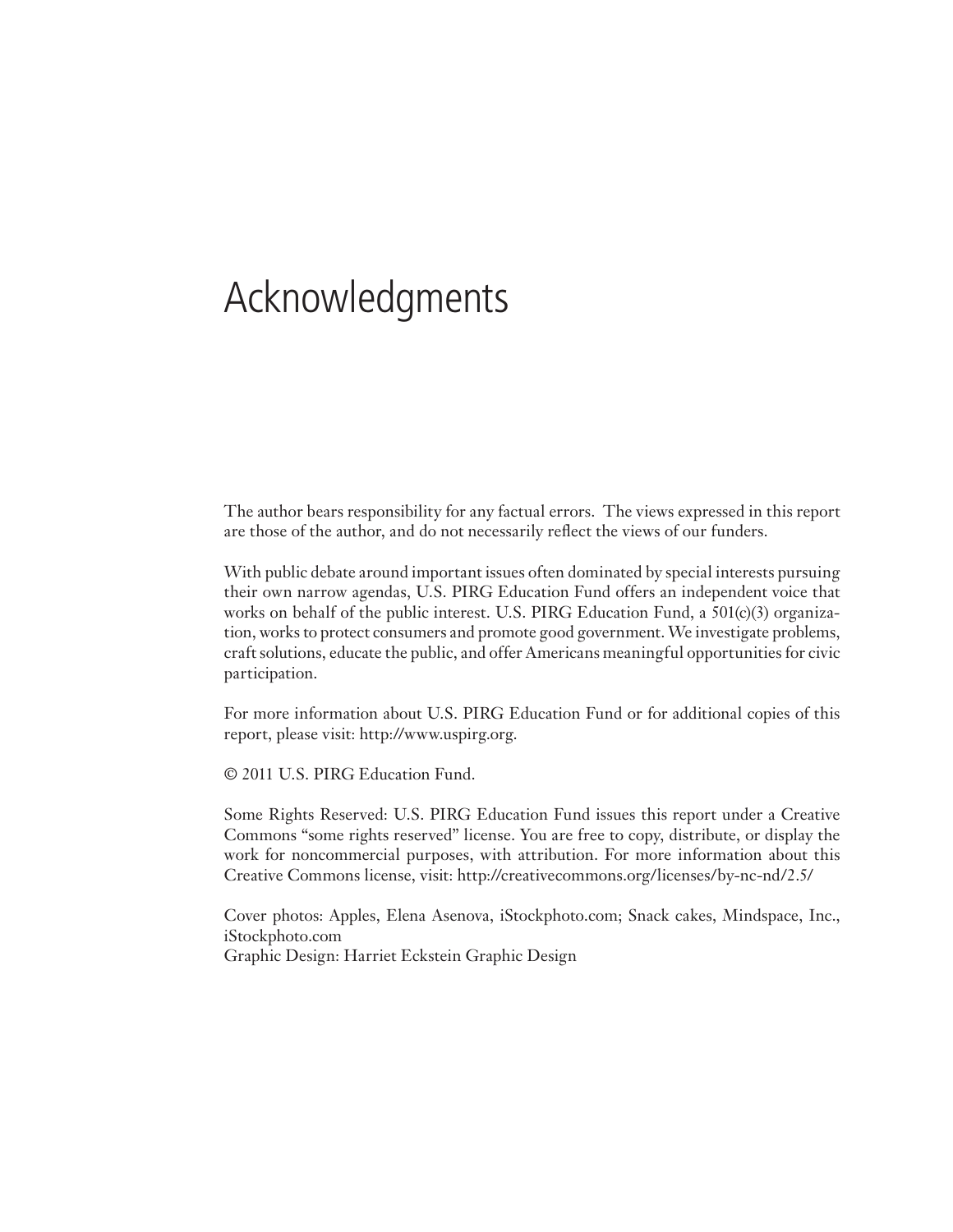# Acknowledgments

The author bears responsibility for any factual errors. The views expressed in this report are those of the author, and do not necessarily reflect the views of our funders.

With public debate around important issues often dominated by special interests pursuing their own narrow agendas, U.S. PIRG Education Fund offers an independent voice that works on behalf of the public interest. U.S. PIRG Education Fund, a 501(c)(3) organization, works to protect consumers and promote good government. We investigate problems, craft solutions, educate the public, and offer Americans meaningful opportunities for civic participation.

For more information about U.S. PIRG Education Fund or for additional copies of this report, please visit: http://www.uspirg.org.

© 2011 U.S. PIRG Education Fund.

Some Rights Reserved: U.S. PIRG Education Fund issues this report under a Creative Commons "some rights reserved" license. You are free to copy, distribute, or display the work for noncommercial purposes, with attribution. For more information about this Creative Commons license, visit: http://creativecommons.org/licenses/by-nc-nd/2.5/

Cover photos: Apples, Elena Asenova, iStockphoto.com; Snack cakes, Mindspace, Inc., iStockphoto.com
Graphic Design: Harriet Eckstein Graphic Design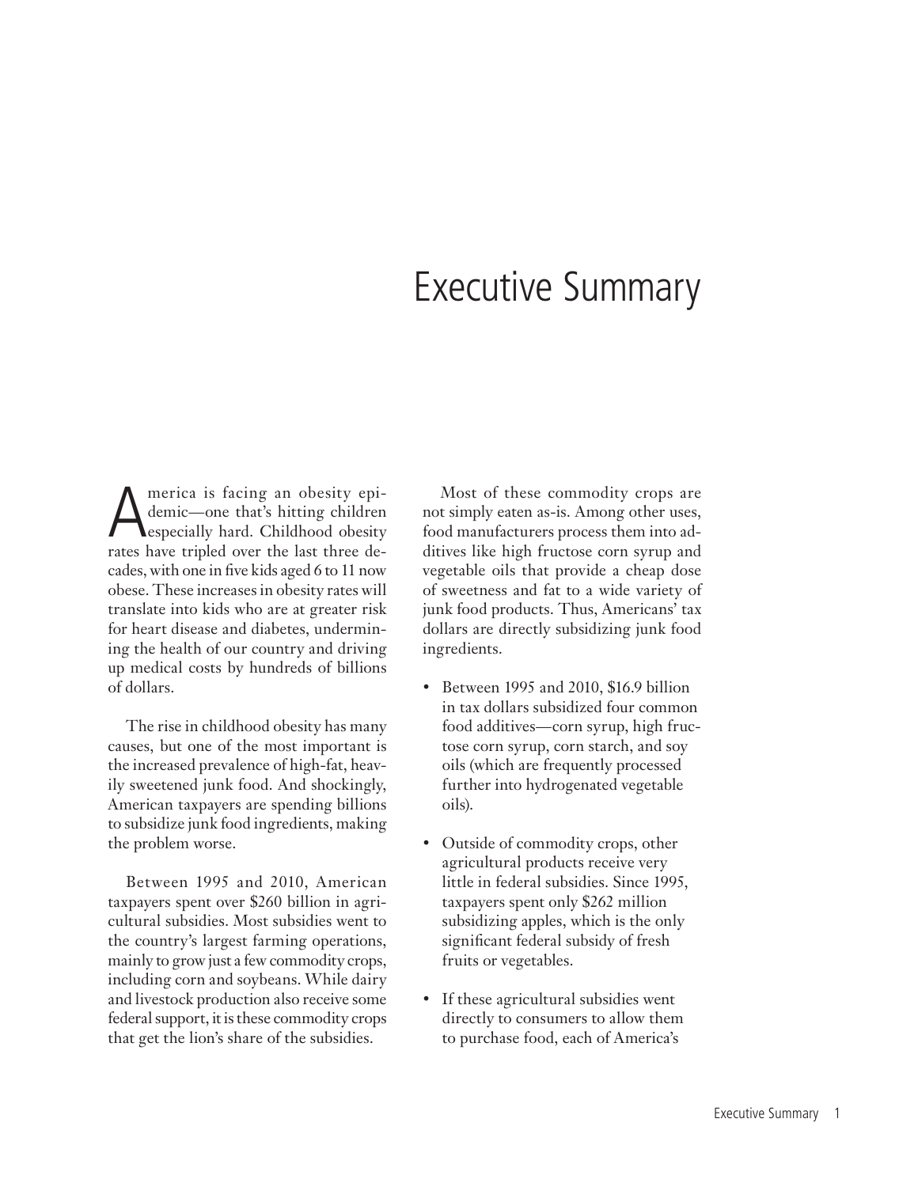# Executive Summary

America is facing an obesity epidemic—one that's hitting children especially hard. Childhood obesity rates have tripled over the last three decades, with one in five kids aged 6 to 11 now obese. These increases in obesity rates will translate into kids who are at greater risk for heart disease and diabetes, undermining the health of our country and driving up medical costs by hundreds of billions of dollars.

The rise in childhood obesity has many causes, but one of the most important is the increased prevalence of high-fat, heavily sweetened junk food. And shockingly, American taxpayers are spending billions to subsidize junk food ingredients, making the problem worse.

Between 1995 and 2010, American taxpayers spent over $260 billion in agricultural subsidies. Most subsidies went to the country's largest farming operations, mainly to grow just a few commodity crops, including corn and soybeans. While dairy and livestock production also receive some federal support, it is these commodity crops that get the lion's share of the subsidies.

Most of these commodity crops are not simply eaten as-is. Among other uses, food manufacturers process them into additives like high fructose corn syrup and vegetable oils that provide a cheap dose of sweetness and fat to a wide variety of junk food products. Thus, Americans' tax dollars are directly subsidizing junk food ingredients.

- Between 1995 and 2010, $16.9 billion in tax dollars subsidized four common food additives—corn syrup, high fructose corn syrup, corn starch, and soy oils (which are frequently processed further into hydrogenated vegetable oils).
- Outside of commodity crops, other agricultural products receive very little in federal subsidies. Since 1995, taxpayers spent only $262 million subsidizing apples, which is the only significant federal subsidy of fresh fruits or vegetables.
- If these agricultural subsidies went directly to consumers to allow them to purchase food, each of America's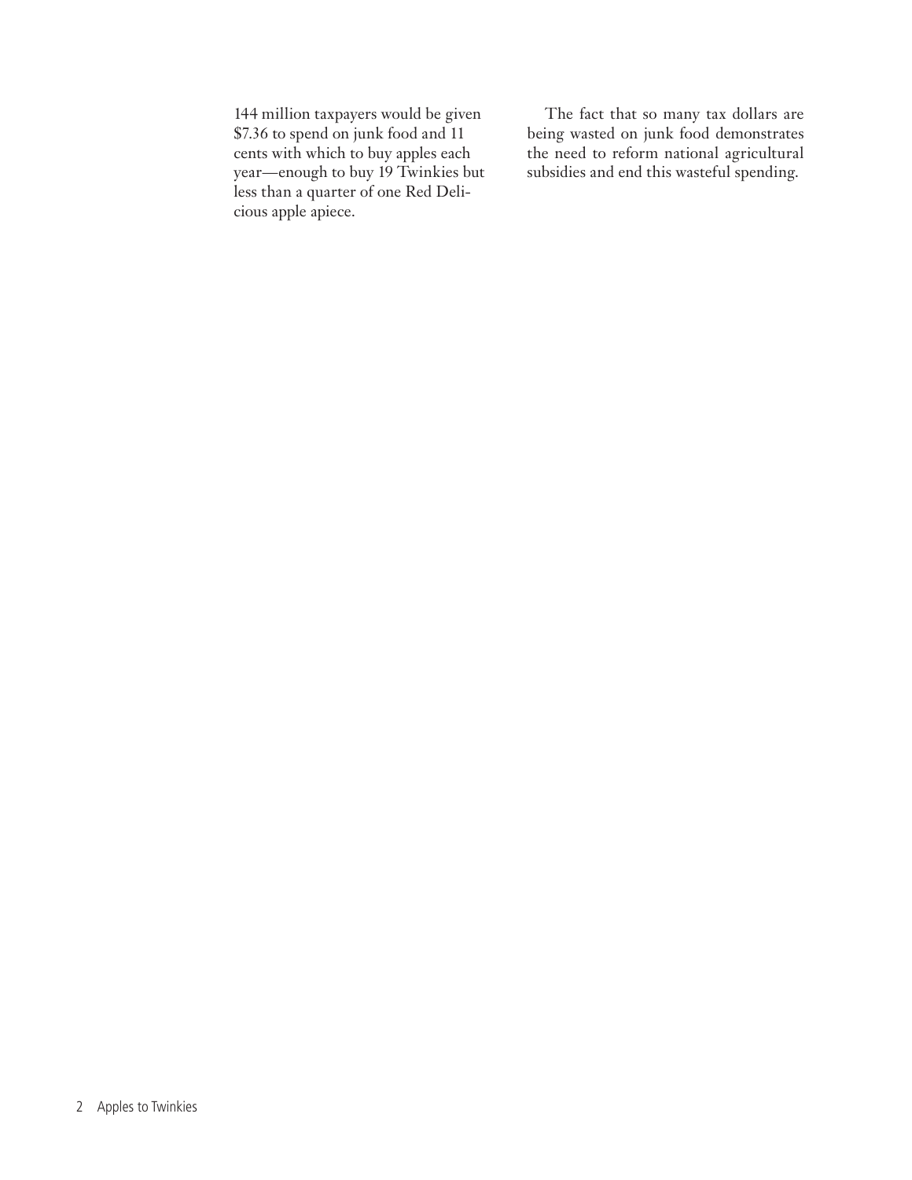144 million taxpayers would be given $7.36 to spend on junk food and 11 cents with which to buy apples each year—enough to buy 19 Twinkies but less than a quarter of one Red Delicious apple apiece.

The fact that so many tax dollars are being wasted on junk food demonstrates the need to reform national agricultural subsidies and end this wasteful spending.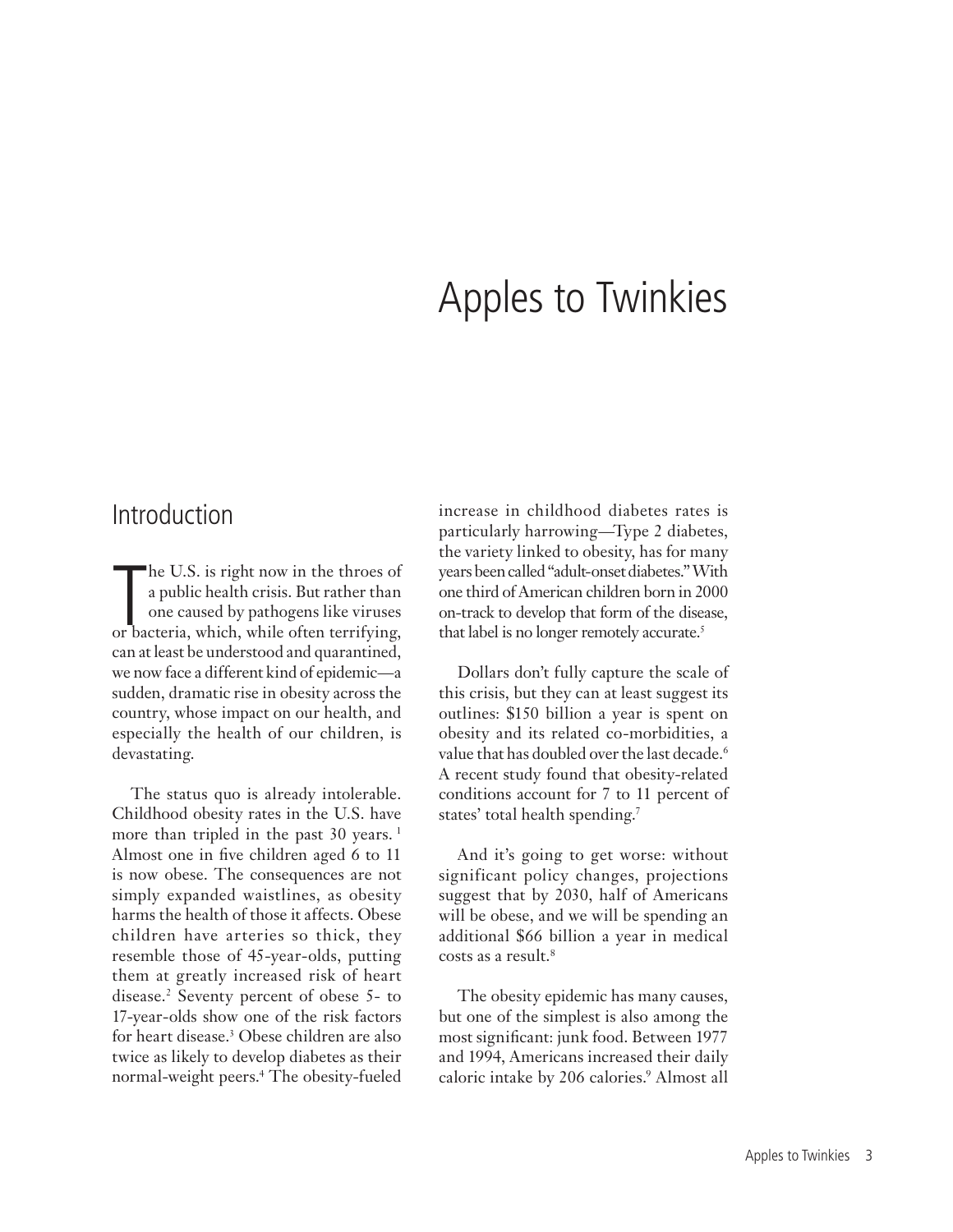# Apples to Twinkies

## Introduction

The U.S. is right now in the throes of a public health crisis. But rather than one caused by pathogens like viruses or bacteria, which, while often terrifying, can at least be understood and quarantined, we now face a different kind of epidemic—a sudden, dramatic rise in obesity across the country, whose impact on our health, and especially the health of our children, is devastating.

The status quo is already intolerable. Childhood obesity rates in the U.S. have more than tripled in the past 30 years. [1] Almost one in five children aged 6 to 11 is now obese. The consequences are not simply expanded waistlines, as obesity harms the health of those it affects. Obese children have arteries so thick, they resemble those of 45-year-olds, putting them at greatly increased risk of heart disease.[2] Seventy percent of obese 5- to 17-year-olds show one of the risk factors for heart disease.[3] Obese children are also twice as likely to develop diabetes as their normal-weight peers.[4] The obesity-fueled increase in childhood diabetes rates is particularly harrowing—Type 2 diabetes, the variety linked to obesity, has for many years been called "adult-onset diabetes." With one third of American children born in 2000 on-track to develop that form of the disease, that label is no longer remotely accurate.[5]

Dollars don't fully capture the scale of this crisis, but they can at least suggest its outlines: $150 billion a year is spent on obesity and its related co-morbidities, a value that has doubled over the last decade.[6] A recent study found that obesity-related conditions account for 7 to 11 percent of states' total health spending.[7]

And it's going to get worse: without significant policy changes, projections suggest that by 2030, half of Americans will be obese, and we will be spending an additional $66 billion a year in medical costs as a result.[8]

The obesity epidemic has many causes, but one of the simplest is also among the most significant: junk food. Between 1977 and 1994, Americans increased their daily caloric intake by 206 calories.[9] Almost all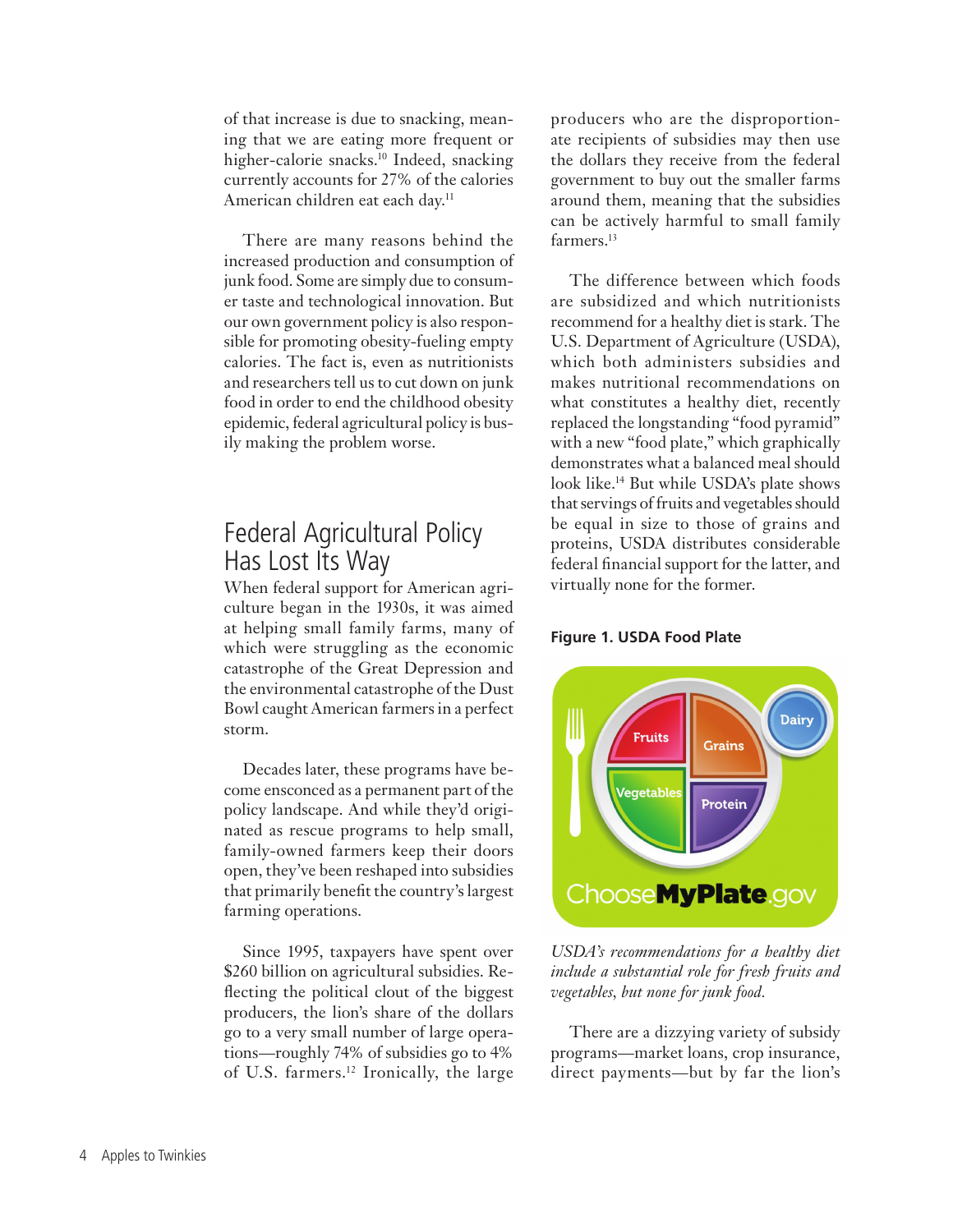of that increase is due to snacking, meaning that we are eating more frequent or higher-calorie snacks.[10] Indeed, snacking currently accounts for 27% of the calories American children eat each day.[11]

There are many reasons behind the increased production and consumption of junk food. Some are simply due to consumer taste and technological innovation. But our own government policy is also responsible for promoting obesity-fueling empty calories. The fact is, even as nutritionists and researchers tell us to cut down on junk food in order to end the childhood obesity epidemic, federal agricultural policy is busily making the problem worse.

## Federal Agricultural Policy Has Lost Its Way

When federal support for American agriculture began in the 1930s, it was aimed at helping small family farms, many of which were struggling as the economic catastrophe of the Great Depression and the environmental catastrophe of the Dust Bowl caught American farmers in a perfect storm.

Decades later, these programs have become ensconced as a permanent part of the policy landscape. And while they'd originated as rescue programs to help small, family-owned farmers keep their doors open, they've been reshaped into subsidies that primarily benefit the country's largest farming operations.

Since 1995, taxpayers have spent over $260 billion on agricultural subsidies. Reflecting the political clout of the biggest producers, the lion's share of the dollars go to a very small number of large operations—roughly 74% of subsidies go to 4% of U.S. farmers.[12] Ironically, the large producers who are the disproportionate recipients of subsidies may then use the dollars they receive from the federal government to buy out the smaller farms around them, meaning that the subsidies can be actively harmful to small family farmers.[13]

The difference between which foods are subsidized and which nutritionists recommend for a healthy diet is stark. The U.S. Department of Agriculture (USDA), which both administers subsidies and makes nutritional recommendations on what constitutes a healthy diet, recently replaced the longstanding "food pyramid" with a new "food plate," which graphically demonstrates what a balanced meal should look like.[14] But while USDA's plate shows that servings of fruits and vegetables should be equal in size to those of grains and proteins, USDA distributes considerable federal financial support for the latter, and virtually none for the former.

**Figure 1. USDA Food Plate**

*USDA's recommendations for a healthy diet include a substantial role for fresh fruits and vegetables, but none for junk food.*

There are a dizzying variety of subsidy programs—market loans, crop insurance, direct payments—but by far the lion's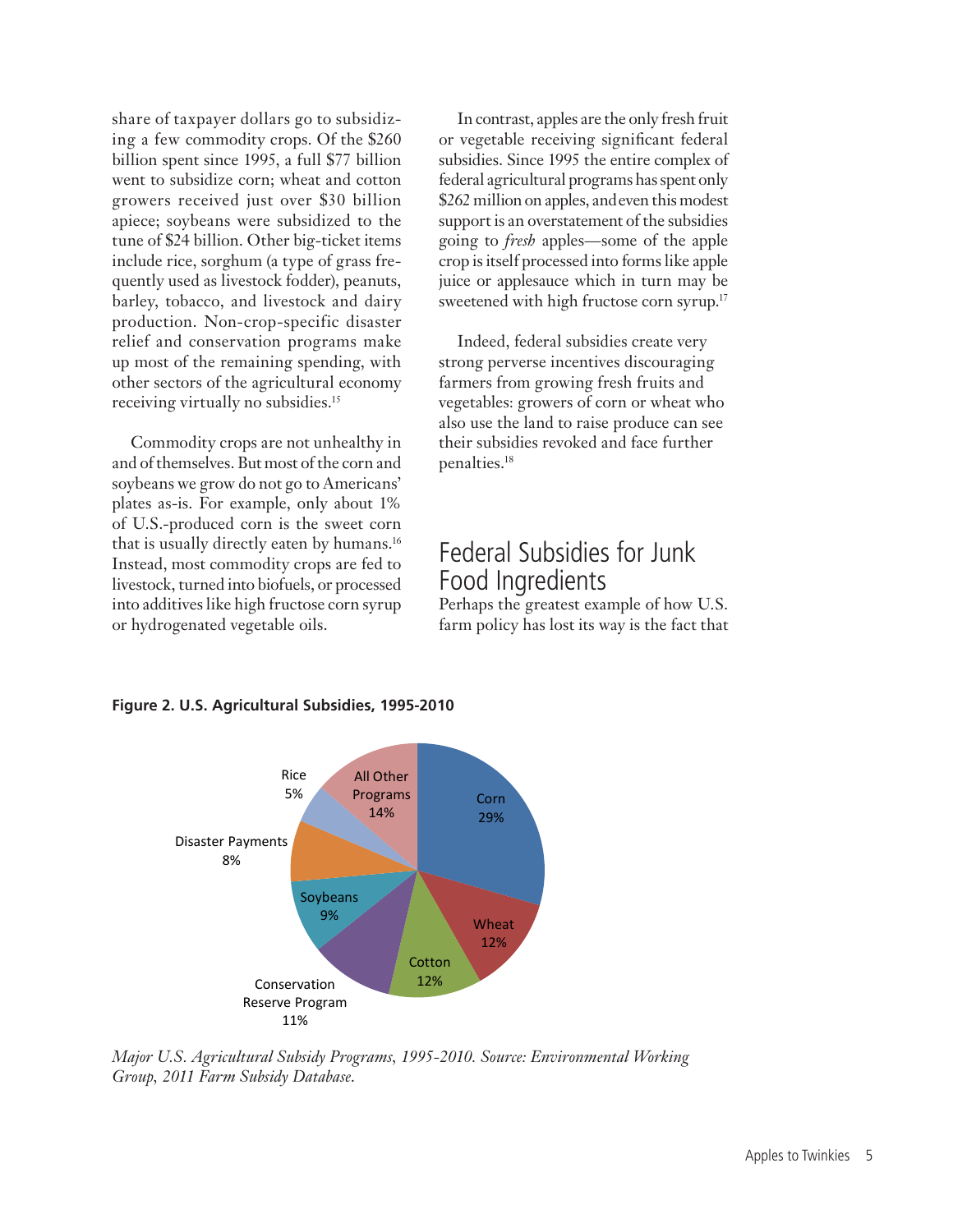share of taxpayer dollars go to subsidizing a few commodity crops. Of the $260 billion spent since 1995, a full $77 billion went to subsidize corn; wheat and cotton growers received just over $30 billion apiece; soybeans were subsidized to the tune of $24 billion. Other big-ticket items include rice, sorghum (a type of grass frequently used as livestock fodder), peanuts, barley, tobacco, and livestock and dairy production. Non-crop-specific disaster relief and conservation programs make up most of the remaining spending, with other sectors of the agricultural economy receiving virtually no subsidies.[15]

Commodity crops are not unhealthy in and of themselves. But most of the corn and soybeans we grow do not go to Americans' plates as-is. For example, only about 1% of U.S.-produced corn is the sweet corn that is usually directly eaten by humans.[16] Instead, most commodity crops are fed to livestock, turned into biofuels, or processed into additives like high fructose corn syrup or hydrogenated vegetable oils.

In contrast, apples are the only fresh fruit or vegetable receiving significant federal subsidies. Since 1995 the entire complex of federal agricultural programs has spent only $262 million on apples, and even this modest support is an overstatement of the subsidies going to *fresh* apples—some of the apple crop is itself processed into forms like apple juice or applesauce which in turn may be sweetened with high fructose corn syrup.[17]

Indeed, federal subsidies create very strong perverse incentives discouraging farmers from growing fresh fruits and vegetables: growers of corn or wheat who also use the land to raise produce can see their subsidies revoked and face further penalties.[18]

## Federal Subsidies for Junk Food Ingredients

Perhaps the greatest example of how U.S. farm policy has lost its way is the fact that

**Figure 2. U.S. Agricultural Subsidies, 1995-2010**

| Category | Share |
|---|---|
| Corn | 29% |
| Wheat | 12% |
| Cotton | 12% |
| Conservation Reserve Program | 11% |
| Soybeans | 9% |
| Disaster Payments | 8% |
| Rice | 5% |
| All Other Programs | 14% |

*Major U.S. Agricultural Subsidy Programs, 1995-2010. Source: Environmental Working Group, 2011 Farm Subsidy Database.*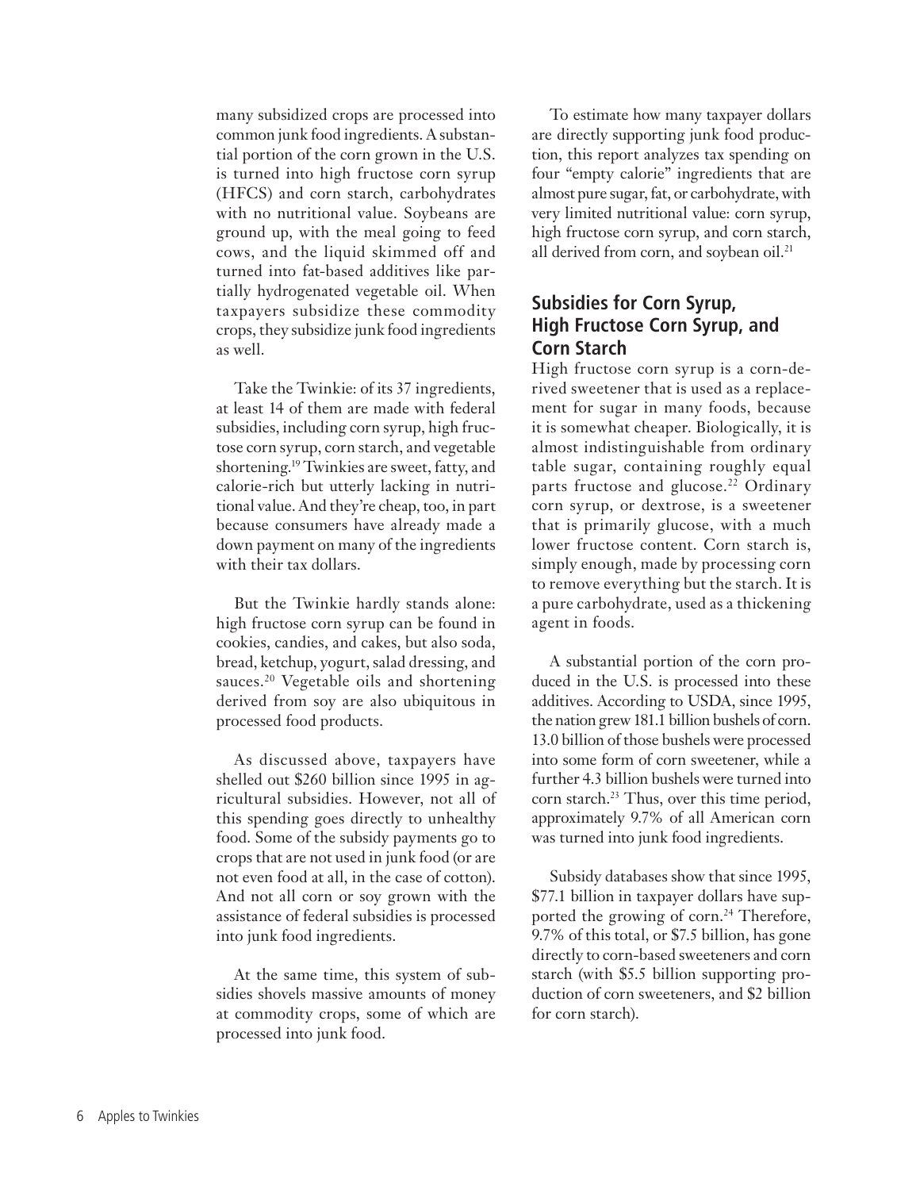many subsidized crops are processed into common junk food ingredients. A substantial portion of the corn grown in the U.S. is turned into high fructose corn syrup (HFCS) and corn starch, carbohydrates with no nutritional value. Soybeans are ground up, with the meal going to feed cows, and the liquid skimmed off and turned into fat-based additives like partially hydrogenated vegetable oil. When taxpayers subsidize these commodity crops, they subsidize junk food ingredients as well.

Take the Twinkie: of its 37 ingredients, at least 14 of them are made with federal subsidies, including corn syrup, high fructose corn syrup, corn starch, and vegetable shortening.[19] Twinkies are sweet, fatty, and calorie-rich but utterly lacking in nutritional value. And they're cheap, too, in part because consumers have already made a down payment on many of the ingredients with their tax dollars.

But the Twinkie hardly stands alone: high fructose corn syrup can be found in cookies, candies, and cakes, but also soda, bread, ketchup, yogurt, salad dressing, and sauces.[20] Vegetable oils and shortening derived from soy are also ubiquitous in processed food products.

As discussed above, taxpayers have shelled out $260 billion since 1995 in agricultural subsidies. However, not all of this spending goes directly to unhealthy food. Some of the subsidy payments go to crops that are not used in junk food (or are not even food at all, in the case of cotton). And not all corn or soy grown with the assistance of federal subsidies is processed into junk food ingredients.

At the same time, this system of subsidies shovels massive amounts of money at commodity crops, some of which are processed into junk food.

To estimate how many taxpayer dollars are directly supporting junk food production, this report analyzes tax spending on four "empty calorie" ingredients that are almost pure sugar, fat, or carbohydrate, with very limited nutritional value: corn syrup, high fructose corn syrup, and corn starch, all derived from corn, and soybean oil.[21]

## Subsidies for Corn Syrup, High Fructose Corn Syrup, and Corn Starch

High fructose corn syrup is a corn-derived sweetener that is used as a replacement for sugar in many foods, because it is somewhat cheaper. Biologically, it is almost indistinguishable from ordinary table sugar, containing roughly equal parts fructose and glucose.[22] Ordinary corn syrup, or dextrose, is a sweetener that is primarily glucose, with a much lower fructose content. Corn starch is, simply enough, made by processing corn to remove everything but the starch. It is a pure carbohydrate, used as a thickening agent in foods.

A substantial portion of the corn produced in the U.S. is processed into these additives. According to USDA, since 1995, the nation grew 181.1 billion bushels of corn. 13.0 billion of those bushels were processed into some form of corn sweetener, while a further 4.3 billion bushels were turned into corn starch.[23] Thus, over this time period, approximately 9.7% of all American corn was turned into junk food ingredients.

Subsidy databases show that since 1995, $77.1 billion in taxpayer dollars have supported the growing of corn.[24] Therefore, 9.7% of this total, or $7.5 billion, has gone directly to corn-based sweeteners and corn starch (with $5.5 billion supporting production of corn sweeteners, and $2 billion for corn starch).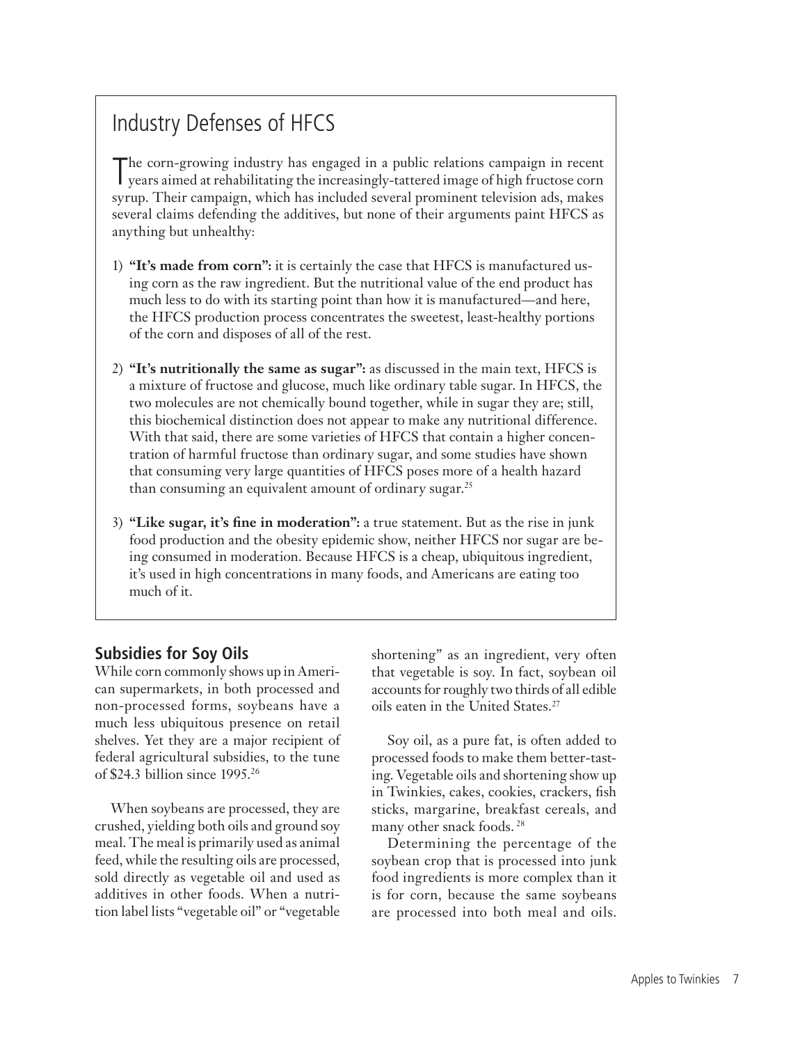## Industry Defenses of HFCS

The corn-growing industry has engaged in a public relations campaign in recent years aimed at rehabilitating the increasingly-tattered image of high fructose corn syrup. Their campaign, which has included several prominent television ads, makes several claims defending the additives, but none of their arguments paint HFCS as anything but unhealthy:

1) **"It's made from corn":** it is certainly the case that HFCS is manufactured using corn as the raw ingredient. But the nutritional value of the end product has much less to do with its starting point than how it is manufactured—and here, the HFCS production process concentrates the sweetest, least-healthy portions of the corn and disposes of all of the rest.

2) **"It's nutritionally the same as sugar":** as discussed in the main text, HFCS is a mixture of fructose and glucose, much like ordinary table sugar. In HFCS, the two molecules are not chemically bound together, while in sugar they are; still, this biochemical distinction does not appear to make any nutritional difference. With that said, there are some varieties of HFCS that contain a higher concentration of harmful fructose than ordinary sugar, and some studies have shown that consuming very large quantities of HFCS poses more of a health hazard than consuming an equivalent amount of ordinary sugar.[25]

3) **"Like sugar, it's fine in moderation":** a true statement. But as the rise in junk food production and the obesity epidemic show, neither HFCS nor sugar are being consumed in moderation. Because HFCS is a cheap, ubiquitous ingredient, it's used in high concentrations in many foods, and Americans are eating too much of it.

### Subsidies for Soy Oils

While corn commonly shows up in American supermarkets, in both processed and non-processed forms, soybeans have a much less ubiquitous presence on retail shelves. Yet they are a major recipient of federal agricultural subsidies, to the tune of $24.3 billion since 1995.[26]

When soybeans are processed, they are crushed, yielding both oils and ground soy meal. The meal is primarily used as animal feed, while the resulting oils are processed, sold directly as vegetable oil and used as additives in other foods. When a nutrition label lists "vegetable oil" or "vegetable shortening" as an ingredient, very often that vegetable is soy. In fact, soybean oil accounts for roughly two thirds of all edible oils eaten in the United States.[27]

Soy oil, as a pure fat, is often added to processed foods to make them better-tasting. Vegetable oils and shortening show up in Twinkies, cakes, cookies, crackers, fish sticks, margarine, breakfast cereals, and many other snack foods.[28]

Determining the percentage of the soybean crop that is processed into junk food ingredients is more complex than it is for corn, because the same soybeans are processed into both meal and oils.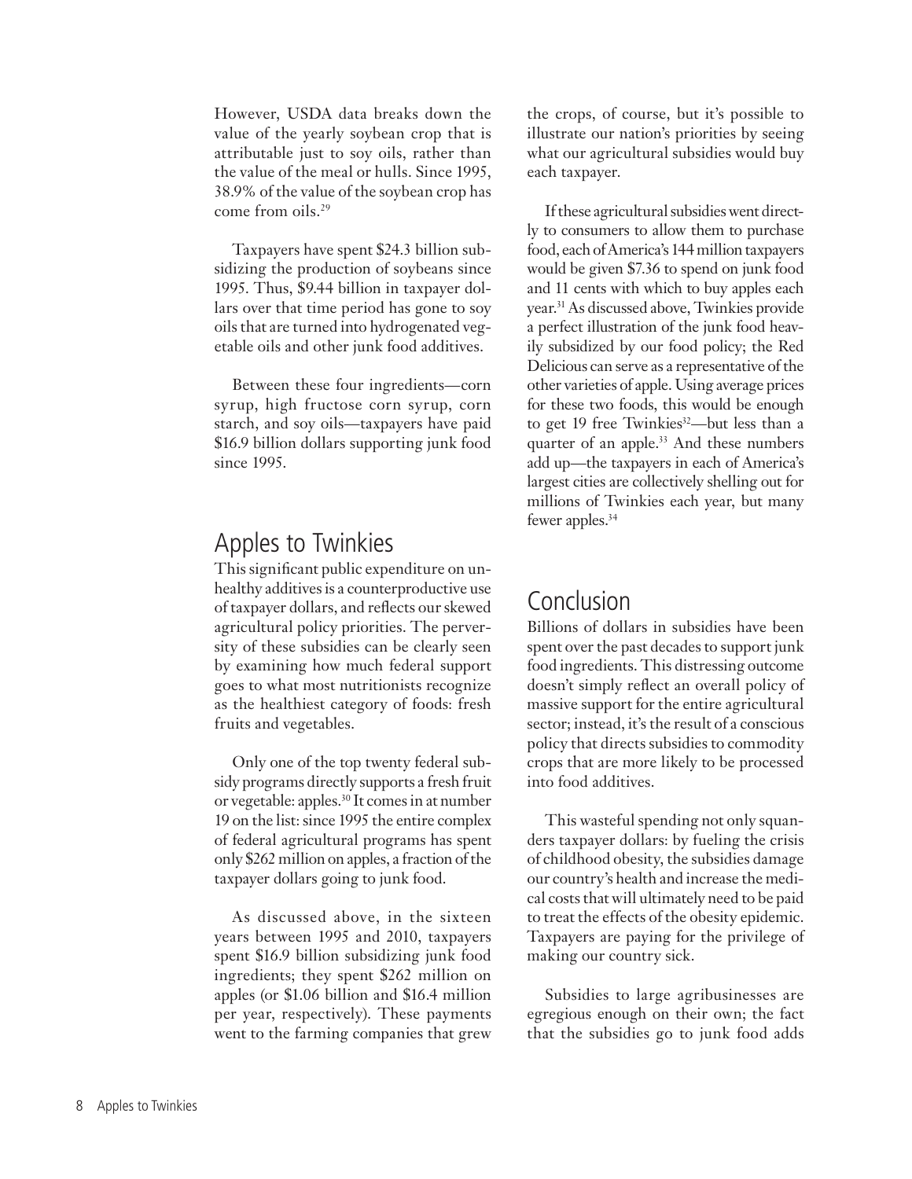However, USDA data breaks down the value of the yearly soybean crop that is attributable just to soy oils, rather than the value of the meal or hulls. Since 1995, 38.9% of the value of the soybean crop has come from oils.[29]

Taxpayers have spent $24.3 billion subsidizing the production of soybeans since 1995. Thus, $9.44 billion in taxpayer dollars over that time period has gone to soy oils that are turned into hydrogenated vegetable oils and other junk food additives.

Between these four ingredients—corn syrup, high fructose corn syrup, corn starch, and soy oils—taxpayers have paid $16.9 billion dollars supporting junk food since 1995.

## Apples to Twinkies

This significant public expenditure on unhealthy additives is a counterproductive use of taxpayer dollars, and reflects our skewed agricultural policy priorities. The perversity of these subsidies can be clearly seen by examining how much federal support goes to what most nutritionists recognize as the healthiest category of foods: fresh fruits and vegetables.

Only one of the top twenty federal subsidy programs directly supports a fresh fruit or vegetable: apples.[30] It comes in at number 19 on the list: since 1995 the entire complex of federal agricultural programs has spent only $262 million on apples, a fraction of the taxpayer dollars going to junk food.

As discussed above, in the sixteen years between 1995 and 2010, taxpayers spent $16.9 billion subsidizing junk food ingredients; they spent $262 million on apples (or $1.06 billion and $16.4 million per year, respectively). These payments went to the farming companies that grew the crops, of course, but it's possible to illustrate our nation's priorities by seeing what our agricultural subsidies would buy each taxpayer.

If these agricultural subsidies went directly to consumers to allow them to purchase food, each of America's 144 million taxpayers would be given $7.36 to spend on junk food and 11 cents with which to buy apples each year.[31] As discussed above, Twinkies provide a perfect illustration of the junk food heavily subsidized by our food policy; the Red Delicious can serve as a representative of the other varieties of apple. Using average prices for these two foods, this would be enough to get 19 free Twinkies[32]—but less than a quarter of an apple.[33] And these numbers add up—the taxpayers in each of America's largest cities are collectively shelling out for millions of Twinkies each year, but many fewer apples.[34]

## Conclusion

Billions of dollars in subsidies have been spent over the past decades to support junk food ingredients. This distressing outcome doesn't simply reflect an overall policy of massive support for the entire agricultural sector; instead, it's the result of a conscious policy that directs subsidies to commodity crops that are more likely to be processed into food additives.

This wasteful spending not only squanders taxpayer dollars: by fueling the crisis of childhood obesity, the subsidies damage our country's health and increase the medical costs that will ultimately need to be paid to treat the effects of the obesity epidemic. Taxpayers are paying for the privilege of making our country sick.

Subsidies to large agribusinesses are egregious enough on their own; the fact that the subsidies go to junk food adds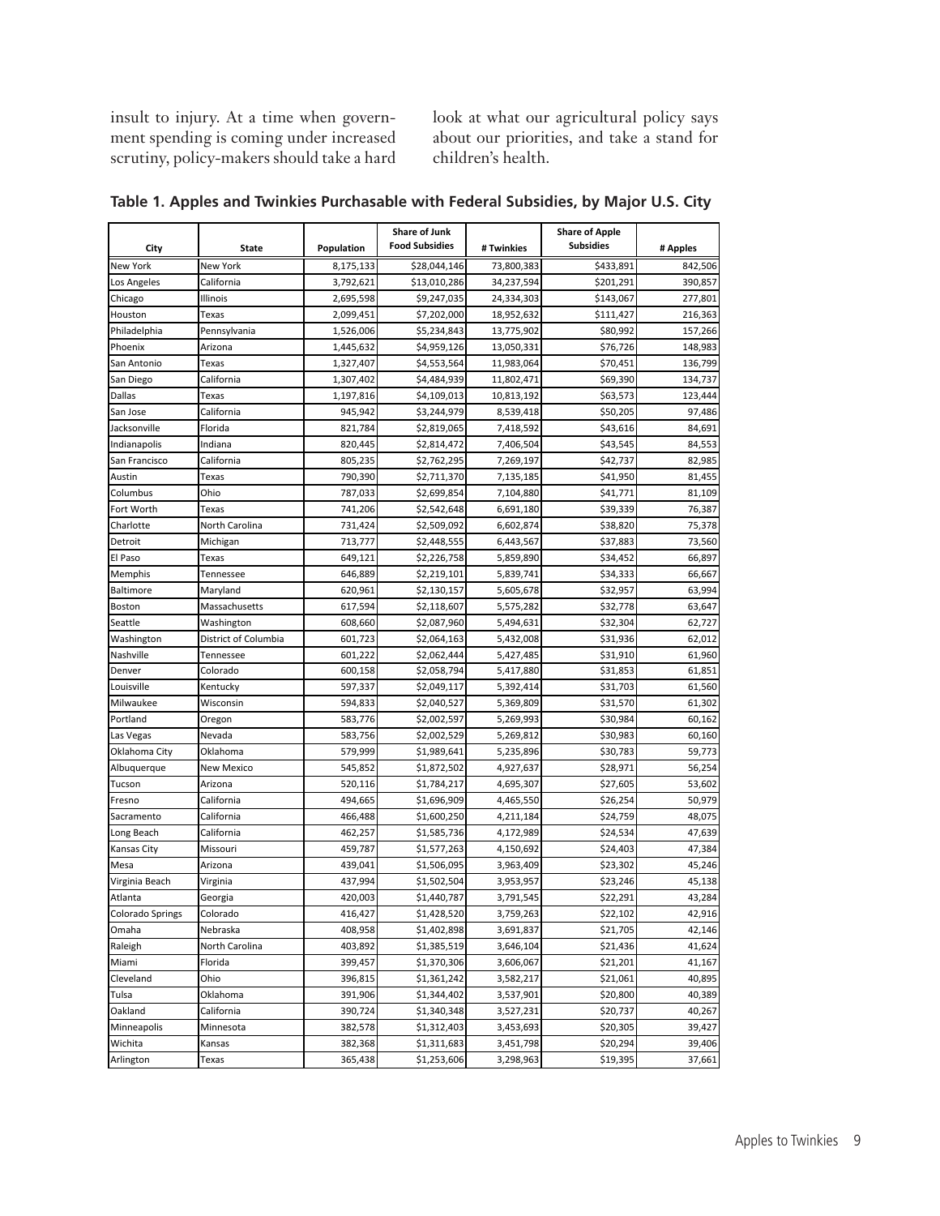insult to injury. At a time when government spending is coming under increased scrutiny, policy-makers should take a hard look at what our agricultural policy says about our priorities, and take a stand for children's health.

**Table 1. Apples and Twinkies Purchasable with Federal Subsidies, by Major U.S. City**

| City | State | Population | Share of Junk Food Subsidies | # Twinkies | Share of Apple Subsidies | # Apples |
|---|---|---|---|---|---|---|
| New York | New York | 8,175,133 | $28,044,146 | 73,800,383 | $433,891 | 842,506 |
| Los Angeles | California | 3,792,621 | $13,010,286 | 34,237,594 | $201,291 | 390,857 |
| Chicago | Illinois | 2,695,598 | $9,247,035 | 24,334,303 | $143,067 | 277,801 |
| Houston | Texas | 2,099,451 | $7,202,000 | 18,952,632 | $111,427 | 216,363 |
| Philadelphia | Pennsylvania | 1,526,006 | $5,234,843 | 13,775,902 | $80,992 | 157,266 |
| Phoenix | Arizona | 1,445,632 | $4,959,126 | 13,050,331 | $76,726 | 148,983 |
| San Antonio | Texas | 1,327,407 | $4,553,564 | 11,983,064 | $70,451 | 136,799 |
| San Diego | California | 1,307,402 | $4,484,939 | 11,802,471 | $69,390 | 134,737 |
| Dallas | Texas | 1,197,816 | $4,109,013 | 10,813,192 | $63,573 | 123,444 |
| San Jose | California | 945,942 | $3,244,979 | 8,539,418 | $50,205 | 97,486 |
| Jacksonville | Florida | 821,784 | $2,819,065 | 7,418,592 | $43,616 | 84,691 |
| Indianapolis | Indiana | 820,445 | $2,814,472 | 7,406,504 | $43,545 | 84,553 |
| San Francisco | California | 805,235 | $2,762,295 | 7,269,197 | $42,737 | 82,985 |
| Austin | Texas | 790,390 | $2,711,370 | 7,135,185 | $41,950 | 81,455 |
| Columbus | Ohio | 787,033 | $2,699,854 | 7,104,880 | $41,771 | 81,109 |
| Fort Worth | Texas | 741,206 | $2,542,648 | 6,691,180 | $39,339 | 76,387 |
| Charlotte | North Carolina | 731,424 | $2,509,092 | 6,602,874 | $38,820 | 75,378 |
| Detroit | Michigan | 713,777 | $2,448,555 | 6,443,567 | $37,883 | 73,560 |
| El Paso | Texas | 649,121 | $2,226,758 | 5,859,890 | $34,452 | 66,897 |
| Memphis | Tennessee | 646,889 | $2,219,101 | 5,839,741 | $34,333 | 66,667 |
| Baltimore | Maryland | 620,961 | $2,130,157 | 5,605,678 | $32,957 | 63,994 |
| Boston | Massachusetts | 617,594 | $2,118,607 | 5,575,282 | $32,778 | 63,647 |
| Seattle | Washington | 608,660 | $2,087,960 | 5,494,631 | $32,304 | 62,727 |
| Washington | District of Columbia | 601,723 | $2,064,163 | 5,432,008 | $31,936 | 62,012 |
| Nashville | Tennessee | 601,222 | $2,062,444 | 5,427,485 | $31,910 | 61,960 |
| Denver | Colorado | 600,158 | $2,058,794 | 5,417,880 | $31,853 | 61,851 |
| Louisville | Kentucky | 597,337 | $2,049,117 | 5,392,414 | $31,703 | 61,560 |
| Milwaukee | Wisconsin | 594,833 | $2,040,527 | 5,369,809 | $31,570 | 61,302 |
| Portland | Oregon | 583,776 | $2,002,597 | 5,269,993 | $30,984 | 60,162 |
| Las Vegas | Nevada | 583,756 | $2,002,529 | 5,269,812 | $30,983 | 60,160 |
| Oklahoma City | Oklahoma | 579,999 | $1,989,641 | 5,235,896 | $30,783 | 59,773 |
| Albuquerque | New Mexico | 545,852 | $1,872,502 | 4,927,637 | $28,971 | 56,254 |
| Tucson | Arizona | 520,116 | $1,784,217 | 4,695,307 | $27,605 | 53,602 |
| Fresno | California | 494,665 | $1,696,909 | 4,465,550 | $26,254 | 50,979 |
| Sacramento | California | 466,488 | $1,600,250 | 4,211,184 | $24,759 | 48,075 |
| Long Beach | California | 462,257 | $1,585,736 | 4,172,989 | $24,534 | 47,639 |
| Kansas City | Missouri | 459,787 | $1,577,263 | 4,150,692 | $24,403 | 47,384 |
| Mesa | Arizona | 439,041 | $1,506,095 | 3,963,409 | $23,302 | 45,246 |
| Virginia Beach | Virginia | 437,994 | $1,502,504 | 3,953,957 | $23,246 | 45,138 |
| Atlanta | Georgia | 420,003 | $1,440,787 | 3,791,545 | $22,291 | 43,284 |
| Colorado Springs | Colorado | 416,427 | $1,428,520 | 3,759,263 | $22,102 | 42,916 |
| Omaha | Nebraska | 408,958 | $1,402,898 | 3,691,837 | $21,705 | 42,146 |
| Raleigh | North Carolina | 403,892 | $1,385,519 | 3,646,104 | $21,436 | 41,624 |
| Miami | Florida | 399,457 | $1,370,306 | 3,606,067 | $21,201 | 41,167 |
| Cleveland | Ohio | 396,815 | $1,361,242 | 3,582,217 | $21,061 | 40,895 |
| Tulsa | Oklahoma | 391,906 | $1,344,402 | 3,537,901 | $20,800 | 40,389 |
| Oakland | California | 390,724 | $1,340,348 | 3,527,231 | $20,737 | 40,267 |
| Minneapolis | Minnesota | 382,578 | $1,312,403 | 3,453,693 | $20,305 | 39,427 |
| Wichita | Kansas | 382,368 | $1,311,683 | 3,451,798 | $20,294 | 39,406 |
| Arlington | Texas | 365,438 | $1,253,606 | 3,298,963 | $19,395 | 37,661 |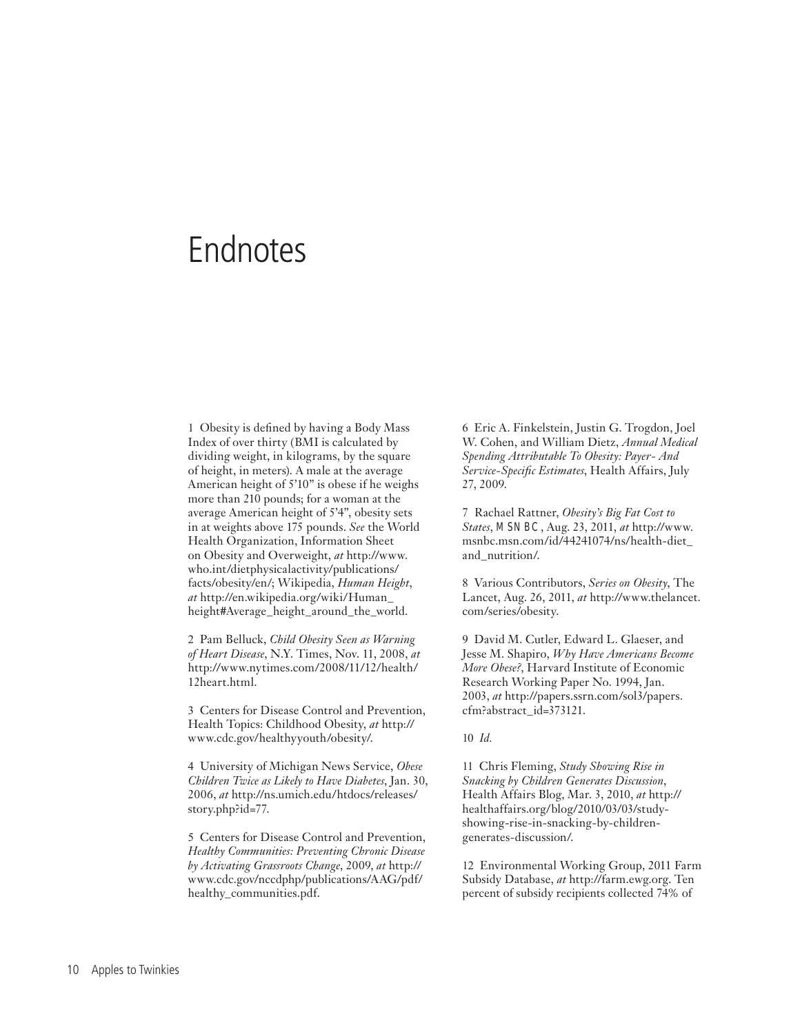# Endnotes

1 Obesity is defined by having a Body Mass Index of over thirty (BMI is calculated by dividing weight, in kilograms, by the square of height, in meters). A male at the average American height of 5'10" is obese if he weighs more than 210 pounds; for a woman at the average American height of 5'4", obesity sets in at weights above 175 pounds. *See* the World Health Organization, Information Sheet on Obesity and Overweight, *at* http://www.who.int/dietphysicalactivity/publications/facts/obesity/en/; Wikipedia, *Human Height*, *at* http://en.wikipedia.org/wiki/Human_height#Average_height_around_the_world.

2 Pam Belluck, *Child Obesity Seen as Warning of Heart Disease*, N.Y. Times, Nov. 11, 2008, *at* http://www.nytimes.com/2008/11/12/health/12heart.html.

3 Centers for Disease Control and Prevention, Health Topics: Childhood Obesity, *at* http://www.cdc.gov/healthyyouth/obesity/.

4 University of Michigan News Service, *Obese Children Twice as Likely to Have Diabetes*, Jan. 30, 2006, *at* http://ns.umich.edu/htdocs/releases/story.php?id=77.

5 Centers for Disease Control and Prevention, *Healthy Communities: Preventing Chronic Disease by Activating Grassroots Change*, 2009, *at* http://www.cdc.gov/nccdphp/publications/AAG/pdf/healthy_communities.pdf.

6 Eric A. Finkelstein, Justin G. Trogdon, Joel W. Cohen, and William Dietz, *Annual Medical Spending Attributable To Obesity: Payer- And Service-Specific Estimates*, Health Affairs, July 27, 2009.

7 Rachael Rattner, *Obesity's Big Fat Cost to States*, MSNBC, Aug. 23, 2011, *at* http://www.msnbc.msn.com/id/44241074/ns/health-diet_and_nutrition/.

8 Various Contributors, *Series on Obesity*, The Lancet, Aug. 26, 2011, *at* http://www.thelancet.com/series/obesity.

9 David M. Cutler, Edward L. Glaeser, and Jesse M. Shapiro, *Why Have Americans Become More Obese?*, Harvard Institute of Economic Research Working Paper No. 1994, Jan. 2003, *at* http://papers.ssrn.com/sol3/papers.cfm?abstract_id=373121.

10 *Id.*

11 Chris Fleming, *Study Showing Rise in Snacking by Children Generates Discussion*, Health Affairs Blog, Mar. 3, 2010, *at* http://healthaffairs.org/blog/2010/03/03/study-showing-rise-in-snacking-by-children-generates-discussion/.

12 Environmental Working Group, 2011 Farm Subsidy Database, *at* http://farm.ewg.org. Ten percent of subsidy recipients collected 74% of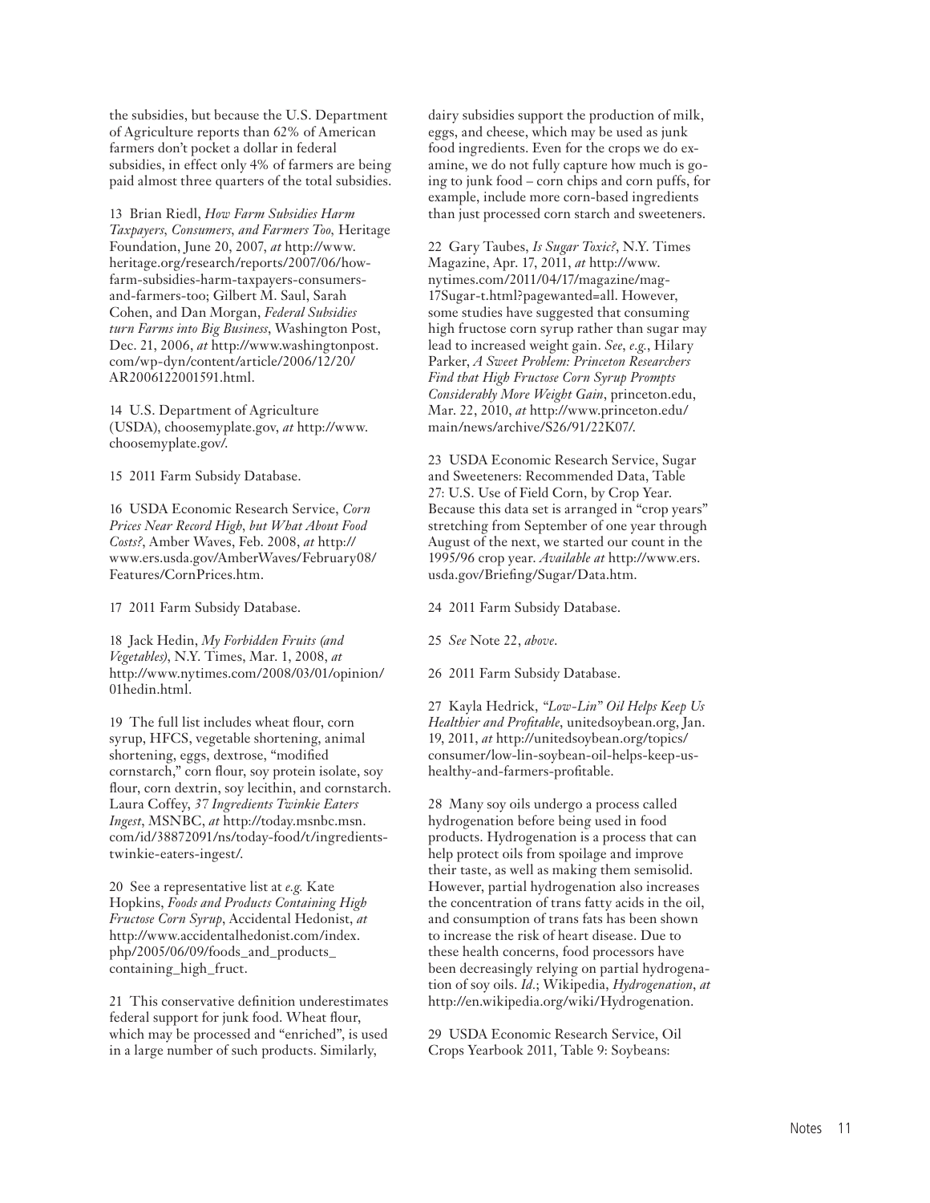the subsidies, but because the U.S. Department of Agriculture reports than 62% of American farmers don't pocket a dollar in federal subsidies, in effect only 4% of farmers are being paid almost three quarters of the total subsidies.

13 Brian Riedl, *How Farm Subsidies Harm Taxpayers, Consumers, and Farmers Too,* Heritage Foundation, June 20, 2007, *at* http://www.heritage.org/research/reports/2007/06/how-farm-subsidies-harm-taxpayers-consumers-and-farmers-too; Gilbert M. Saul, Sarah Cohen, and Dan Morgan, *Federal Subsidies turn Farms into Big Business*, Washington Post, Dec. 21, 2006, *at* http://www.washingtonpost.com/wp-dyn/content/article/2006/12/20/AR2006122001591.html.

14 U.S. Department of Agriculture (USDA), choosemyplate.gov, *at* http://www.choosemyplate.gov/.

15 2011 Farm Subsidy Database.

16 USDA Economic Research Service, *Corn Prices Near Record High, but What About Food Costs?*, Amber Waves, Feb. 2008, *at* http://www.ers.usda.gov/AmberWaves/February08/Features/CornPrices.htm.

17 2011 Farm Subsidy Database.

18 Jack Hedin, *My Forbidden Fruits (and Vegetables)*, N.Y. Times, Mar. 1, 2008, *at* http://www.nytimes.com/2008/03/01/opinion/01hedin.html.

19 The full list includes wheat flour, corn syrup, HFCS, vegetable shortening, animal shortening, eggs, dextrose, "modified cornstarch," corn flour, soy protein isolate, soy flour, corn dextrin, soy lecithin, and cornstarch. Laura Coffey, *37 Ingredients Twinkie Eaters Ingest*, MSNBC, *at* http://today.msnbc.msn.com/id/38872091/ns/today-food/t/ingredients-twinkie-eaters-ingest/.

20 See a representative list at *e.g.* Kate Hopkins, *Foods and Products Containing High Fructose Corn Syrup*, Accidental Hedonist, *at* http://www.accidentalhedonist.com/index.php/2005/06/09/foods_and_products_containing_high_fruct.

21 This conservative definition underestimates federal support for junk food. Wheat flour, which may be processed and "enriched", is used in a large number of such products. Similarly, dairy subsidies support the production of milk, eggs, and cheese, which may be used as junk food ingredients. Even for the crops we do examine, we do not fully capture how much is going to junk food – corn chips and corn puffs, for example, include more corn-based ingredients than just processed corn starch and sweeteners.

22 Gary Taubes, *Is Sugar Toxic?*, N.Y. Times Magazine, Apr. 17, 2011, *at* http://www.nytimes.com/2011/04/17/magazine/mag-17Sugar-t.html?pagewanted=all. However, some studies have suggested that consuming high fructose corn syrup rather than sugar may lead to increased weight gain. *See*, *e.g.*, Hilary Parker, *A Sweet Problem: Princeton Researchers Find that High Fructose Corn Syrup Prompts Considerably More Weight Gain*, princeton.edu, Mar. 22, 2010, *at* http://www.princeton.edu/main/news/archive/S26/91/22K07/.

23 USDA Economic Research Service, Sugar and Sweeteners: Recommended Data, Table 27: U.S. Use of Field Corn, by Crop Year. Because this data set is arranged in "crop years" stretching from September of one year through August of the next, we started our count in the 1995/96 crop year. *Available at* http://www.ers.usda.gov/Briefing/Sugar/Data.htm.

24 2011 Farm Subsidy Database.

25 *See* Note 22, *above*.

26 2011 Farm Subsidy Database.

27 Kayla Hedrick, *"Low-Lin" Oil Helps Keep Us Healthier and Profitable*, unitedsoybean.org, Jan. 19, 2011, *at* http://unitedsoybean.org/topics/consumer/low-lin-soybean-oil-helps-keep-us-healthy-and-farmers-profitable.

28 Many soy oils undergo a process called hydrogenation before being used in food products. Hydrogenation is a process that can help protect oils from spoilage and improve their taste, as well as making them semisolid. However, partial hydrogenation also increases the concentration of trans fatty acids in the oil, and consumption of trans fats has been shown to increase the risk of heart disease. Due to these health concerns, food processors have been decreasingly relying on partial hydrogenation of soy oils. *Id.*; Wikipedia, *Hydrogenation*, *at* http://en.wikipedia.org/wiki/Hydrogenation.

29 USDA Economic Research Service, Oil Crops Yearbook 2011, Table 9: Soybeans: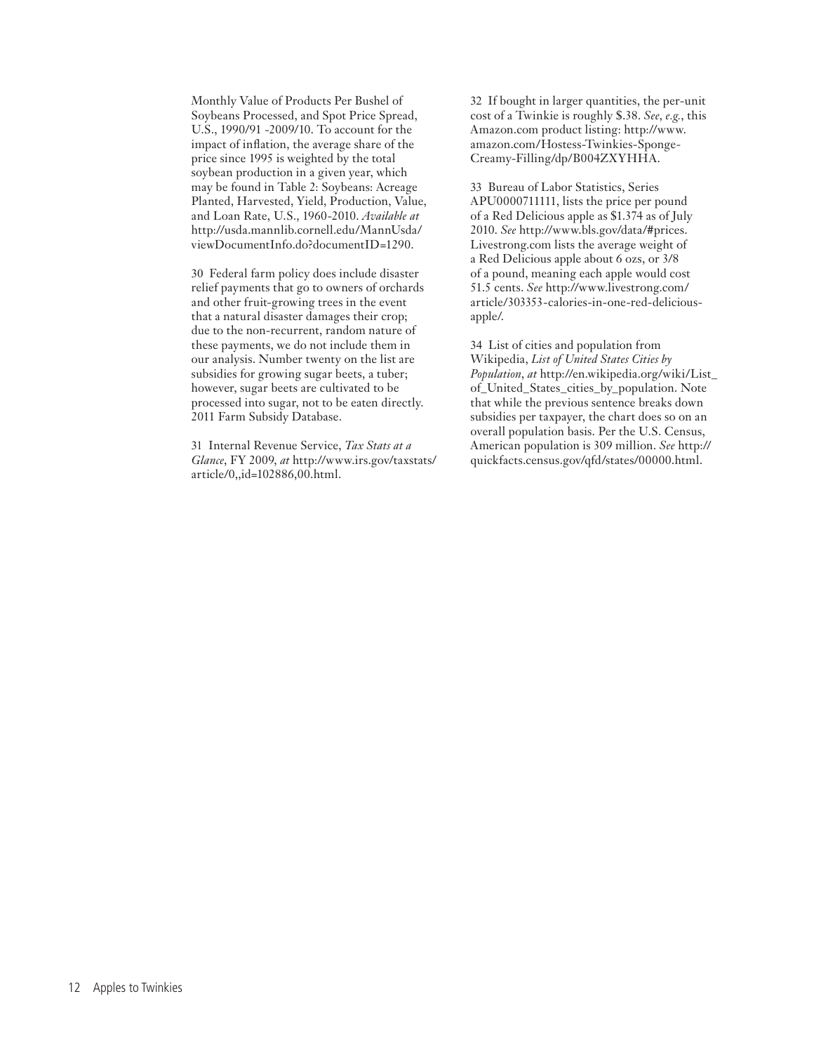Monthly Value of Products Per Bushel of Soybeans Processed, and Spot Price Spread, U.S., 1990/91 -2009/10. To account for the impact of inflation, the average share of the price since 1995 is weighted by the total soybean production in a given year, which may be found in Table 2: Soybeans: Acreage Planted, Harvested, Yield, Production, Value, and Loan Rate, U.S., 1960-2010. *Available at* http://usda.mannlib.cornell.edu/MannUsda/viewDocumentInfo.do?documentID=1290.

30 Federal farm policy does include disaster relief payments that go to owners of orchards and other fruit-growing trees in the event that a natural disaster damages their crop; due to the non-recurrent, random nature of these payments, we do not include them in our analysis. Number twenty on the list are subsidies for growing sugar beets, a tuber; however, sugar beets are cultivated to be processed into sugar, not to be eaten directly. 2011 Farm Subsidy Database.

31 Internal Revenue Service, *Tax Stats at a Glance*, FY 2009, *at* http://www.irs.gov/taxstats/article/0,,id=102886,00.html.

32 If bought in larger quantities, the per-unit cost of a Twinkie is roughly $.38. *See*, *e.g.*, this Amazon.com product listing: http://www.amazon.com/Hostess-Twinkies-Sponge-Creamy-Filling/dp/B004ZXYHHA.

33 Bureau of Labor Statistics, Series APU0000711111, lists the price per pound of a Red Delicious apple as $1.374 as of July 2010. *See* http://www.bls.gov/data/#prices. Livestrong.com lists the average weight of a Red Delicious apple about 6 ozs, or 3/8 of a pound, meaning each apple would cost 51.5 cents. *See* http://www.livestrong.com/article/303353-calories-in-one-red-delicious-apple/.

34 List of cities and population from Wikipedia, *List of United States Cities by Population*, *at* http://en.wikipedia.org/wiki/List_of_United_States_cities_by_population. Note that while the previous sentence breaks down subsidies per taxpayer, the chart does so on an overall population basis. Per the U.S. Census, American population is 309 million. *See* http://quickfacts.census.gov/qfd/states/00000.html.